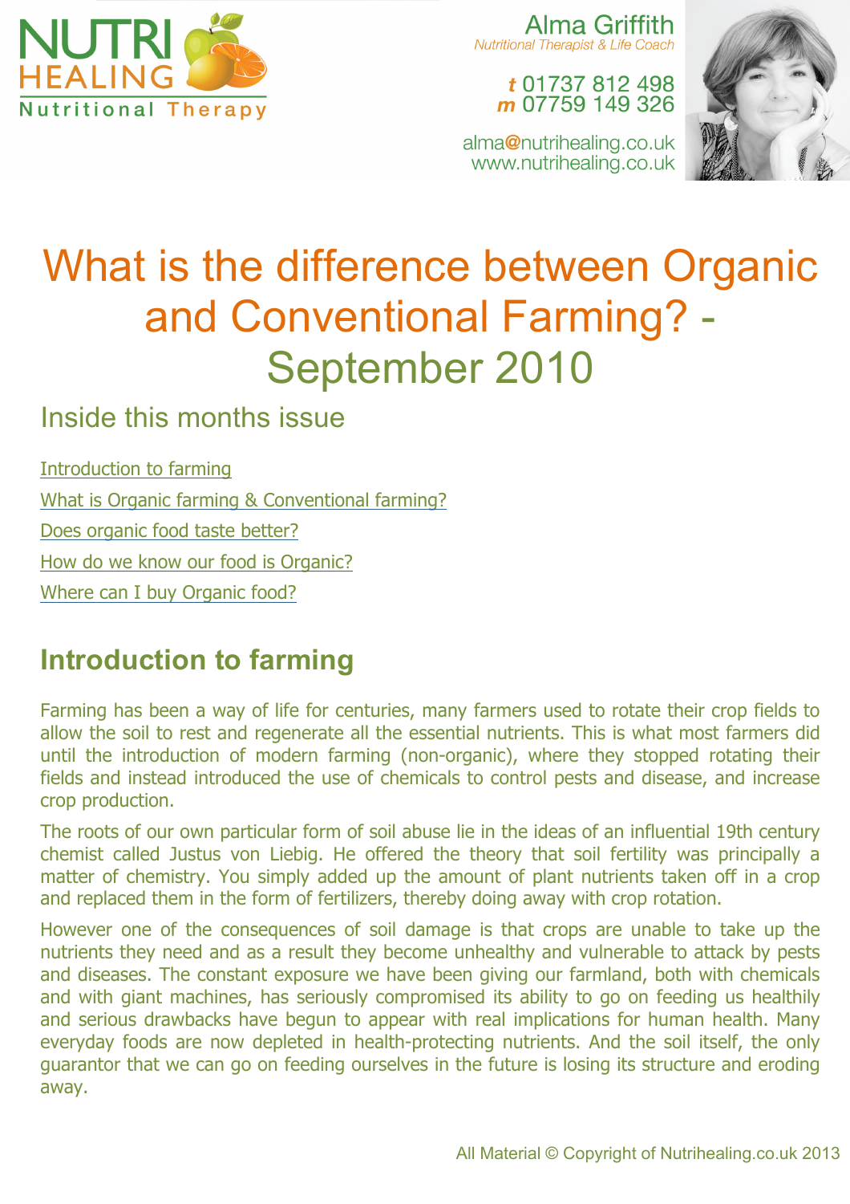NUTRI HEALING
Nutritional Therapy

Alma Griffith
*Nutritional Therapist & Life Coach*

***t*** 01737 812 498
***m*** 07759 149 326

alma@nutrihealing.co.uk
www.nutrihealing.co.uk

# What is the difference between Organic and Conventional Farming? - September 2010

## Inside this months issue

Introduction to farming

What is Organic farming & Conventional farming?

Does organic food taste better?

How do we know our food is Organic?

Where can I buy Organic food?

## Introduction to farming

Farming has been a way of life for centuries, many farmers used to rotate their crop fields to allow the soil to rest and regenerate all the essential nutrients. This is what most farmers did until the introduction of modern farming (non-organic), where they stopped rotating their fields and instead introduced the use of chemicals to control pests and disease, and increase crop production.

The roots of our own particular form of soil abuse lie in the ideas of an influential 19th century chemist called Justus von Liebig. He offered the theory that soil fertility was principally a matter of chemistry. You simply added up the amount of plant nutrients taken off in a crop and replaced them in the form of fertilizers, thereby doing away with crop rotation.

However one of the consequences of soil damage is that crops are unable to take up the nutrients they need and as a result they become unhealthy and vulnerable to attack by pests and diseases. The constant exposure we have been giving our farmland, both with chemicals and with giant machines, has seriously compromised its ability to go on feeding us healthily and serious drawbacks have begun to appear with real implications for human health. Many everyday foods are now depleted in health-protecting nutrients. And the soil itself, the only guarantor that we can go on feeding ourselves in the future is losing its structure and eroding away.

All Material © Copyright of Nutrihealing.co.uk 2013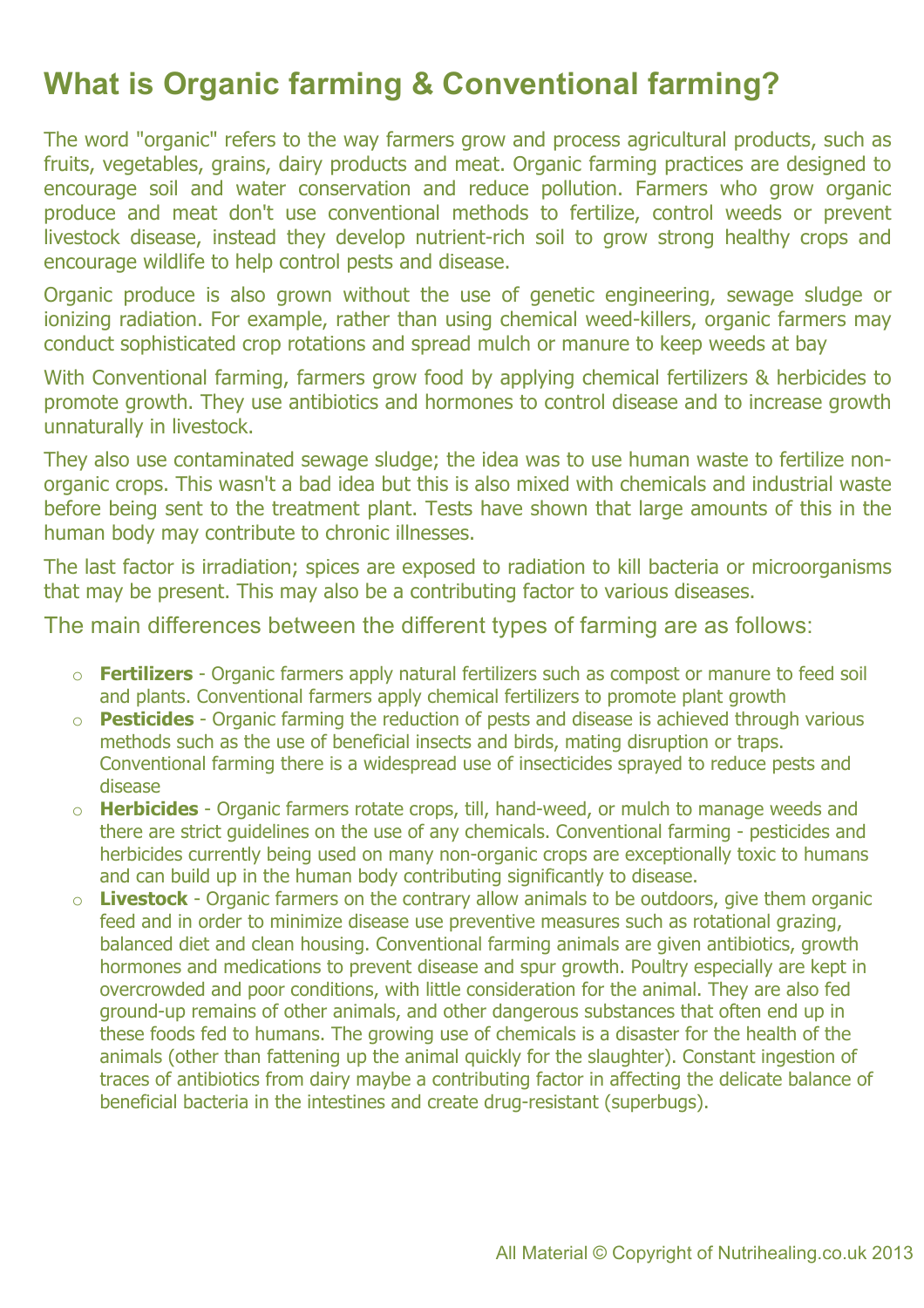# What is Organic farming & Conventional farming?

The word "organic" refers to the way farmers grow and process agricultural products, such as fruits, vegetables, grains, dairy products and meat. Organic farming practices are designed to encourage soil and water conservation and reduce pollution. Farmers who grow organic produce and meat don't use conventional methods to fertilize, control weeds or prevent livestock disease, instead they develop nutrient-rich soil to grow strong healthy crops and encourage wildlife to help control pests and disease.

Organic produce is also grown without the use of genetic engineering, sewage sludge or ionizing radiation. For example, rather than using chemical weed-killers, organic farmers may conduct sophisticated crop rotations and spread mulch or manure to keep weeds at bay

With Conventional farming, farmers grow food by applying chemical fertilizers & herbicides to promote growth. They use antibiotics and hormones to control disease and to increase growth unnaturally in livestock.

They also use contaminated sewage sludge; the idea was to use human waste to fertilize non-organic crops. This wasn't a bad idea but this is also mixed with chemicals and industrial waste before being sent to the treatment plant. Tests have shown that large amounts of this in the human body may contribute to chronic illnesses.

The last factor is irradiation; spices are exposed to radiation to kill bacteria or microorganisms that may be present. This may also be a contributing factor to various diseases.

The main differences between the different types of farming are as follows:

- **Fertilizers** - Organic farmers apply natural fertilizers such as compost or manure to feed soil and plants. Conventional farmers apply chemical fertilizers to promote plant growth
- **Pesticides** - Organic farming the reduction of pests and disease is achieved through various methods such as the use of beneficial insects and birds, mating disruption or traps. Conventional farming there is a widespread use of insecticides sprayed to reduce pests and disease
- **Herbicides** - Organic farmers rotate crops, till, hand-weed, or mulch to manage weeds and there are strict guidelines on the use of any chemicals. Conventional farming - pesticides and herbicides currently being used on many non-organic crops are exceptionally toxic to humans and can build up in the human body contributing significantly to disease.
- **Livestock** - Organic farmers on the contrary allow animals to be outdoors, give them organic feed and in order to minimize disease use preventive measures such as rotational grazing, balanced diet and clean housing. Conventional farming animals are given antibiotics, growth hormones and medications to prevent disease and spur growth. Poultry especially are kept in overcrowded and poor conditions, with little consideration for the animal. They are also fed ground-up remains of other animals, and other dangerous substances that often end up in these foods fed to humans. The growing use of chemicals is a disaster for the health of the animals (other than fattening up the animal quickly for the slaughter). Constant ingestion of traces of antibiotics from dairy maybe a contributing factor in affecting the delicate balance of beneficial bacteria in the intestines and create drug-resistant (superbugs).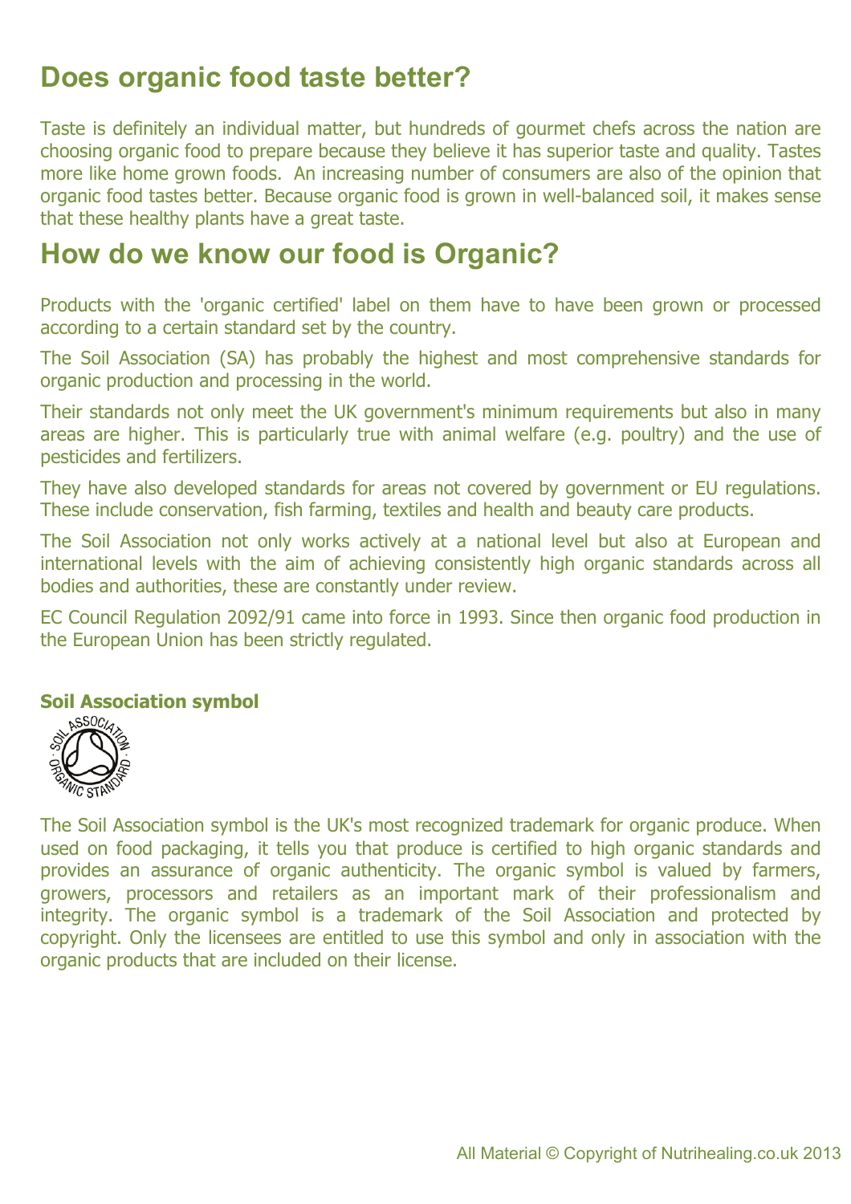## Does organic food taste better?

Taste is definitely an individual matter, but hundreds of gourmet chefs across the nation are choosing organic food to prepare because they believe it has superior taste and quality. Tastes more like home grown foods. An increasing number of consumers are also of the opinion that organic food tastes better. Because organic food is grown in well-balanced soil, it makes sense that these healthy plants have a great taste.

## How do we know our food is Organic?

Products with the 'organic certified' label on them have to have been grown or processed according to a certain standard set by the country.

The Soil Association (SA) has probably the highest and most comprehensive standards for organic production and processing in the world.

Their standards not only meet the UK government's minimum requirements but also in many areas are higher. This is particularly true with animal welfare (e.g. poultry) and the use of pesticides and fertilizers.

They have also developed standards for areas not covered by government or EU regulations. These include conservation, fish farming, textiles and health and beauty care products.

The Soil Association not only works actively at a national level but also at European and international levels with the aim of achieving consistently high organic standards across all bodies and authorities, these are constantly under review.

EC Council Regulation 2092/91 came into force in 1993. Since then organic food production in the European Union has been strictly regulated.

**Soil Association symbol**

The Soil Association symbol is the UK's most recognized trademark for organic produce. When used on food packaging, it tells you that produce is certified to high organic standards and provides an assurance of organic authenticity. The organic symbol is valued by farmers, growers, processors and retailers as an important mark of their professionalism and integrity. The organic symbol is a trademark of the Soil Association and protected by copyright. Only the licensees are entitled to use this symbol and only in association with the organic products that are included on their license.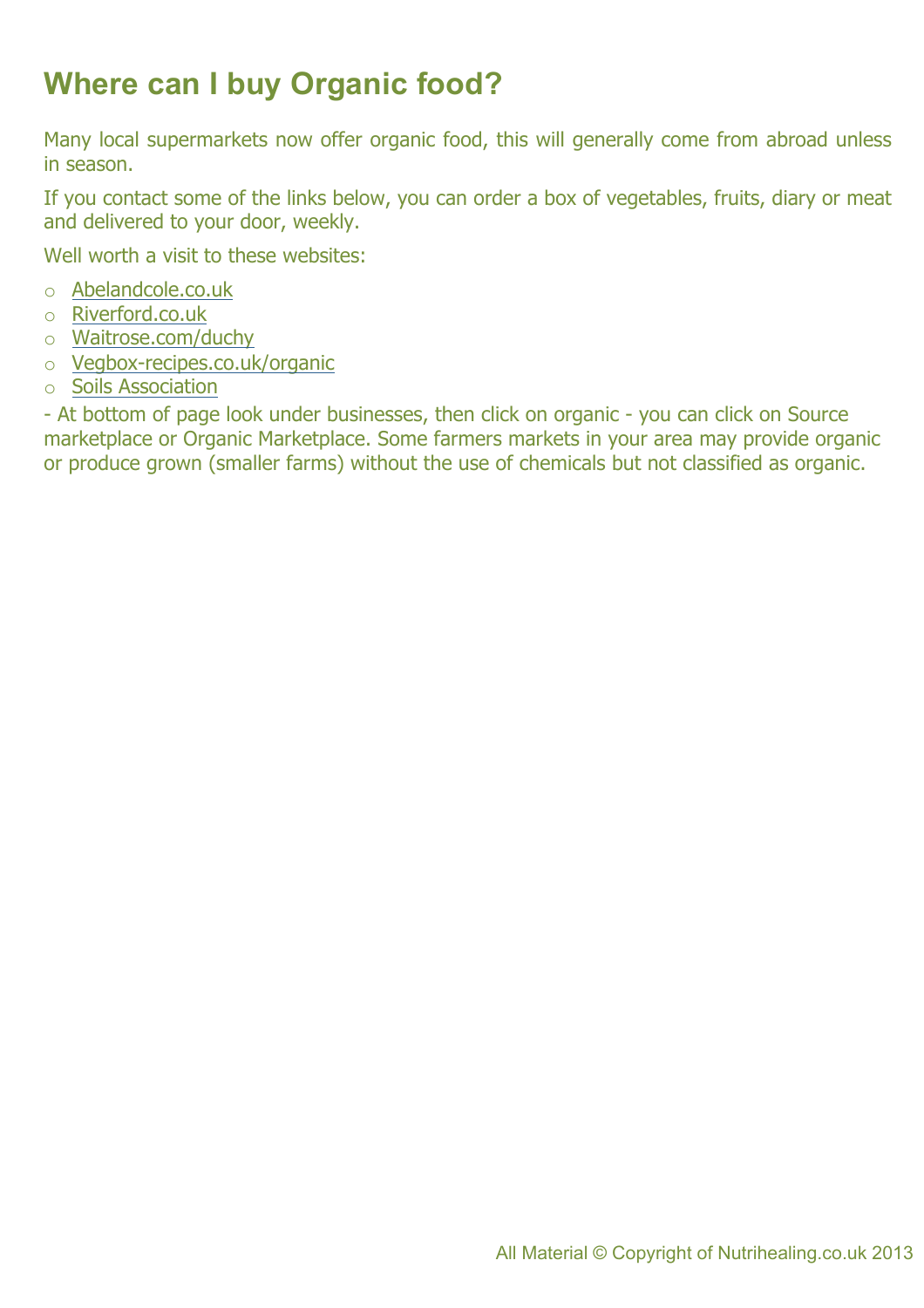## Where can I buy Organic food?

Many local supermarkets now offer organic food, this will generally come from abroad unless in season.

If you contact some of the links below, you can order a box of vegetables, fruits, diary or meat and delivered to your door, weekly.

Well worth a visit to these websites:

- Abelandcole.co.uk
- Riverford.co.uk
- Waitrose.com/duchy
- Vegbox-recipes.co.uk/organic
- Soils Association

- At bottom of page look under businesses, then click on organic - you can click on Source marketplace or Organic Marketplace. Some farmers markets in your area may provide organic or produce grown (smaller farms) without the use of chemicals but not classified as organic.

All Material © Copyright of Nutrihealing.co.uk 2013